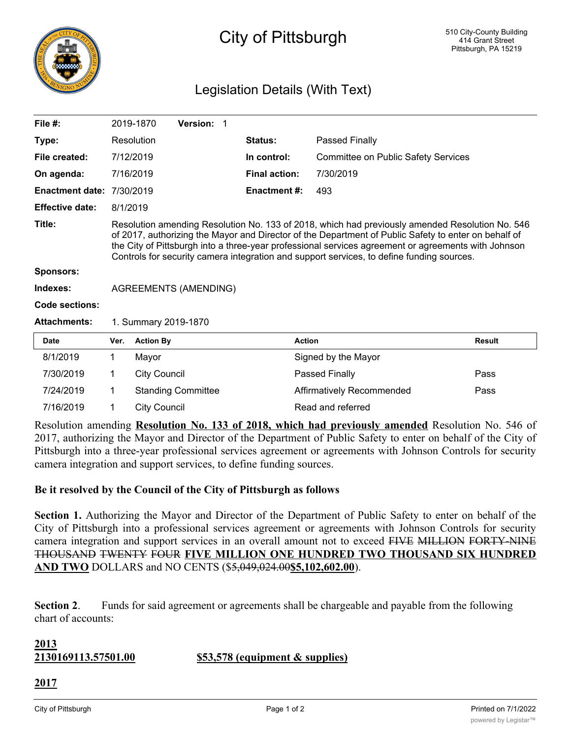# City of Pittsburgh

510 City-County Building
414 Grant Street
Pittsburgh, PA 15219

## Legislation Details (With Text)

| | | | |
|---|---|---|---|
| **File #:** | 2019-1870 **Version:** 1 | | |
| **Type:** | Resolution | **Status:** | Passed Finally |
| **File created:** | 7/12/2019 | **In control:** | Committee on Public Safety Services |
| **On agenda:** | 7/16/2019 | **Final action:** | 7/30/2019 |
| **Enactment date:** | 7/30/2019 | **Enactment #:** | 493 |
| **Effective date:** | 8/1/2019 | | |

**Title:** Resolution amending Resolution No. 133 of 2018, which had previously amended Resolution No. 546 of 2017, authorizing the Mayor and Director of the Department of Public Safety to enter on behalf of the City of Pittsburgh into a three-year professional services agreement or agreements with Johnson Controls for security camera integration and support services, to define funding sources.

**Sponsors:**

**Indexes:** AGREEMENTS (AMENDING)

**Code sections:**

**Attachments:** 1. Summary 2019-1870

| Date | Ver. | Action By | Action | Result |
|---|---|---|---|---|
| 8/1/2019 | 1 | Mayor | Signed by the Mayor | |
| 7/30/2019 | 1 | City Council | Passed Finally | Pass |
| 7/24/2019 | 1 | Standing Committee | Affirmatively Recommended | Pass |
| 7/16/2019 | 1 | City Council | Read and referred | |

Resolution amending **Resolution No. 133 of 2018, which had previously amended** Resolution No. 546 of 2017, authorizing the Mayor and Director of the Department of Public Safety to enter on behalf of the City of Pittsburgh into a three-year professional services agreement or agreements with Johnson Controls for security camera integration and support services, to define funding sources.

**Be it resolved by the Council of the City of Pittsburgh as follows**

**Section 1.** Authorizing the Mayor and Director of the Department of Public Safety to enter on behalf of the City of Pittsburgh into a professional services agreement or agreements with Johnson Controls for security camera integration and support services in an overall amount not to exceed ~~FIVE MILLION FORTY-NINE THOUSAND TWENTY FOUR~~ **FIVE MILLION ONE HUNDRED TWO THOUSAND SIX HUNDRED AND TWO** DOLLARS and NO CENTS ($~~5,049,024.00~~**$5,102,602.00**).

**Section 2**. Funds for said agreement or agreements shall be chargeable and payable from the following chart of accounts:

**2013**
**2130169113.57501.00** **$53,578 (equipment & supplies)**

**2017**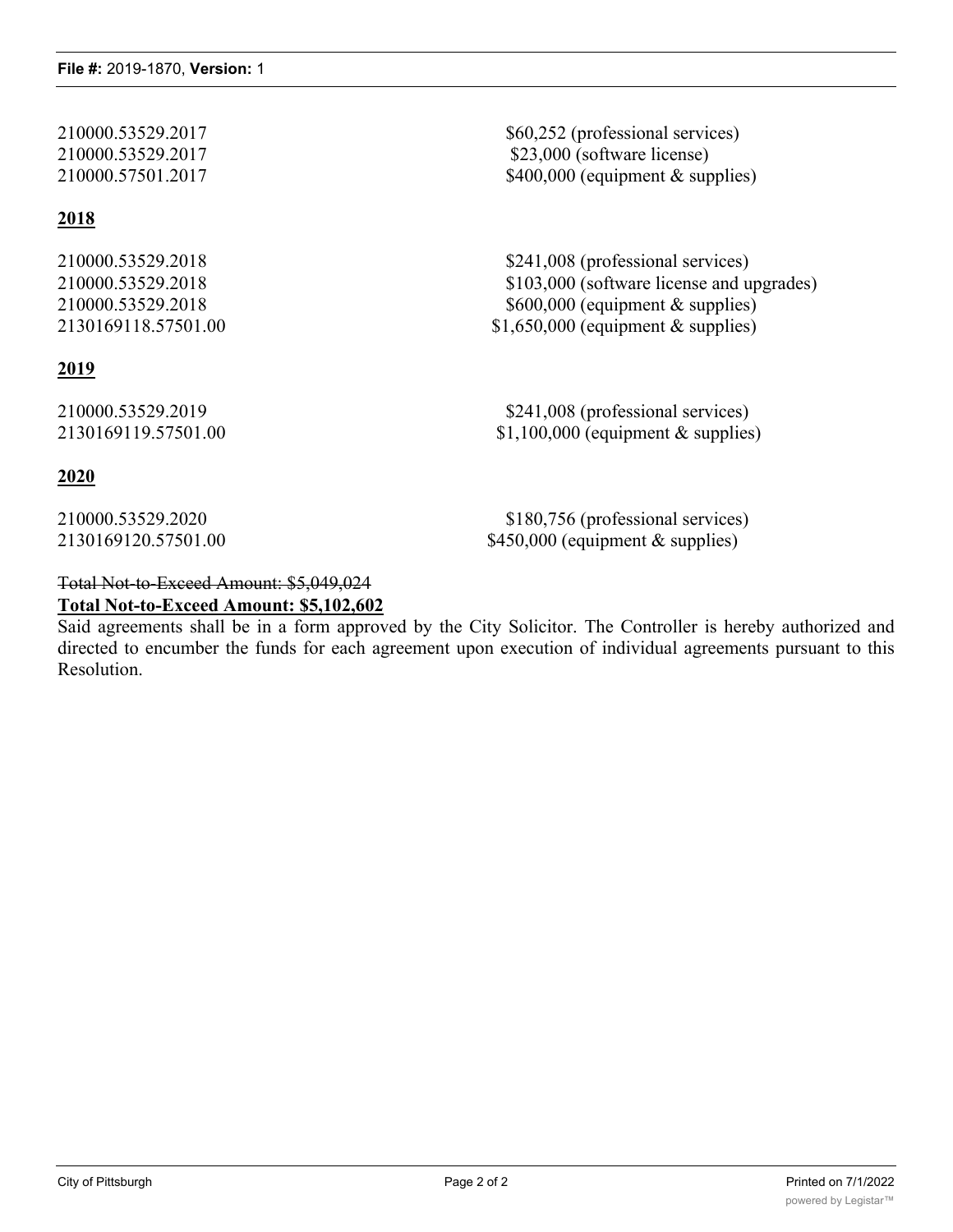| | |
|---|---|
| 210000.53529.2017 | $60,252 (professional services) |
| 210000.53529.2017 | $23,000 (software license) |
| 210000.57501.2017 | $400,000 (equipment & supplies) |

**2018**

| | |
|---|---|
| 210000.53529.2018 | $241,008 (professional services) |
| 210000.53529.2018 | $103,000 (software license and upgrades) |
| 210000.53529.2018 | $600,000 (equipment & supplies) |
| 2130169118.57501.00 | $1,650,000 (equipment & supplies) |

**2019**

| | |
|---|---|
| 210000.53529.2019 | $241,008 (professional services) |
| 2130169119.57501.00 | $1,100,000 (equipment & supplies) |

**2020**

| | |
|---|---|
| 210000.53529.2020 | $180,756 (professional services) |
| 2130169120.57501.00 | $450,000 (equipment & supplies) |

~~Total Not-to-Exceed Amount: $5,049,024~~

**Total Not-to-Exceed Amount: $5,102,602**

Said agreements shall be in a form approved by the City Solicitor. The Controller is hereby authorized and directed to encumber the funds for each agreement upon execution of individual agreements pursuant to this Resolution.